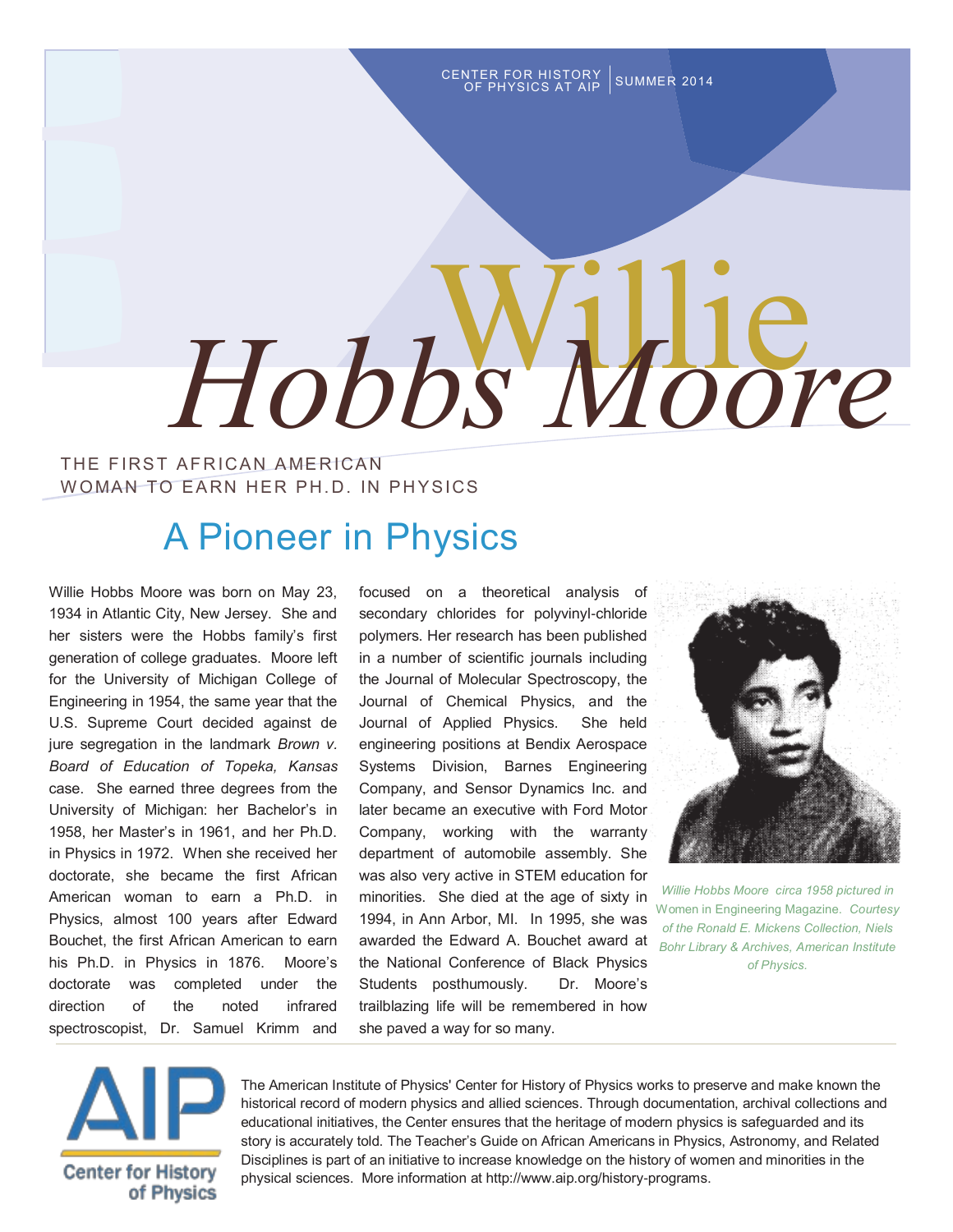CENTER FOR HISTORY OF PHYSICS AT AIP | SUMMER 2014

# Willie Hobbs Moore

THE FIRST AFRICAN AMERICAN WOMAN TO EARN HER PH.D. IN PHYSICS

## A Pioneer in Physics

Willie Hobbs Moore was born on May 23, 1934 in Atlantic City, New Jersey. She and her sisters were the Hobbs family's first generation of college graduates. Moore left for the University of Michigan College of Engineering in 1954, the same year that the U.S. Supreme Court decided against de jure segregation in the landmark *Brown v. Board of Education of Topeka, Kansas* case. She earned three degrees from the University of Michigan: her Bachelor's in 1958, her Master's in 1961, and her Ph.D. in Physics in 1972. When she received her doctorate, she became the first African American woman to earn a Ph.D. in Physics, almost 100 years after Edward Bouchet, the first African American to earn his Ph.D. in Physics in 1876. Moore's doctorate was completed under the direction of the noted infrared spectroscopist, Dr. Samuel Krimm and focused on a theoretical analysis of secondary chlorides for polyvinyl-chloride polymers. Her research has been published in a number of scientific journals including the Journal of Molecular Spectroscopy, the Journal of Chemical Physics, and the Journal of Applied Physics. She held engineering positions at Bendix Aerospace Systems Division, Barnes Engineering Company, and Sensor Dynamics Inc. and later became an executive with Ford Motor Company, working with the warranty department of automobile assembly. She was also very active in STEM education for minorities. She died at the age of sixty in 1994, in Ann Arbor, MI. In 1995, she was awarded the Edward A. Bouchet award at the National Conference of Black Physics Students posthumously. Dr. Moore's trailblazing life will be remembered in how she paved a way for so many.

*Willie Hobbs Moore circa 1958 pictured in Women in Engineering Magazine. Courtesy of the Ronald E. Mickens Collection, Niels Bohr Library & Archives, American Institute of Physics.*

AIP Center for History of Physics

The American Institute of Physics' Center for History of Physics works to preserve and make known the historical record of modern physics and allied sciences. Through documentation, archival collections and educational initiatives, the Center ensures that the heritage of modern physics is safeguarded and its story is accurately told. The Teacher's Guide on African Americans in Physics, Astronomy, and Related Disciplines is part of an initiative to increase knowledge on the history of women and minorities in the physical sciences. More information at http://www.aip.org/history-programs.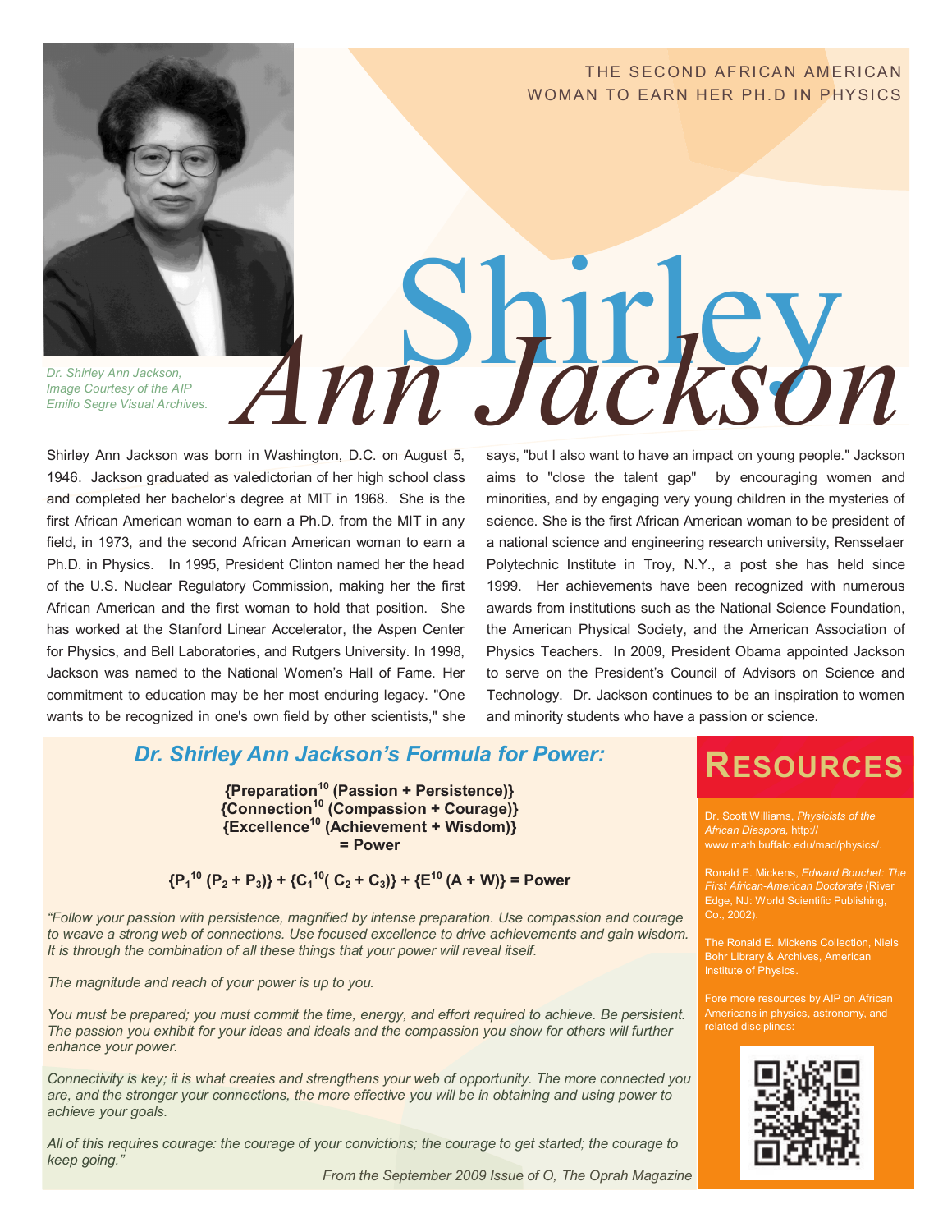THE SECOND AFRICAN AMERICAN WOMAN TO EARN HER PH.D IN PHYSICS

# Shirley Ann Jackson

*Dr. Shirley Ann Jackson, Image Courtesy of the AIP Emilio Segre Visual Archives.*

Shirley Ann Jackson was born in Washington, D.C. on August 5, 1946. Jackson graduated as valedictorian of her high school class and completed her bachelor's degree at MIT in 1968. She is the first African American woman to earn a Ph.D. from the MIT in any field, in 1973, and the second African American woman to earn a Ph.D. in Physics. In 1995, President Clinton named her the head of the U.S. Nuclear Regulatory Commission, making her the first African American and the first woman to hold that position. She has worked at the Stanford Linear Accelerator, the Aspen Center for Physics, and Bell Laboratories, and Rutgers University. In 1998, Jackson was named to the National Women's Hall of Fame. Her commitment to education may be her most enduring legacy. "One wants to be recognized in one's own field by other scientists," she says, "but I also want to have an impact on young people." Jackson aims to "close the talent gap" by encouraging women and minorities, and by engaging very young children in the mysteries of science. She is the first African American woman to be president of a national science and engineering research university, Rensselaer Polytechnic Institute in Troy, N.Y., a post she has held since 1999. Her achievements have been recognized with numerous awards from institutions such as the National Science Foundation, the American Physical Society, and the American Association of Physics Teachers. In 2009, President Obama appointed Jackson to serve on the President's Council of Advisors on Science and Technology. Dr. Jackson continues to be an inspiration to women and minority students who have a passion or science.

## *Dr. Shirley Ann Jackson's Formula for Power:*

**{Preparation$^{10}$ (Passion + Persistence)}**
**{Connection$^{10}$ (Compassion + Courage)}**
**{Excellence$^{10}$ (Achievement + Wisdom)}**
**= Power**

$$\{P_1^{10} (P_2 + P_3)\} + \{C_1^{10}( C_2 + C_3)\} + \{E^{10} (A + W)\} = \text{Power}$$

*"Follow your passion with persistence, magnified by intense preparation. Use compassion and courage to weave a strong web of connections. Use focused excellence to drive achievements and gain wisdom. It is through the combination of all these things that your power will reveal itself.*

*The magnitude and reach of your power is up to you.*

*You must be prepared; you must commit the time, energy, and effort required to achieve. Be persistent. The passion you exhibit for your ideas and ideals and the compassion you show for others will further enhance your power.*

*Connectivity is key; it is what creates and strengthens your web of opportunity. The more connected you are, and the stronger your connections, the more effective you will be in obtaining and using power to achieve your goals.*

*All of this requires courage: the courage of your convictions; the courage to get started; the courage to keep going."*

*From the September 2009 Issue of O, The Oprah Magazine*

## RESOURCES

Dr. Scott Williams, *Physicists of the African Diaspora,* http://www.math.buffalo.edu/mad/physics/.

Ronald E. Mickens, *Edward Bouchet: The First African-American Doctorate* (River Edge, NJ: World Scientific Publishing, Co., 2002).

The Ronald E. Mickens Collection, Niels Bohr Library & Archives, American Institute of Physics.

Fore more resources by AIP on African Americans in physics, astronomy, and related disciplines: